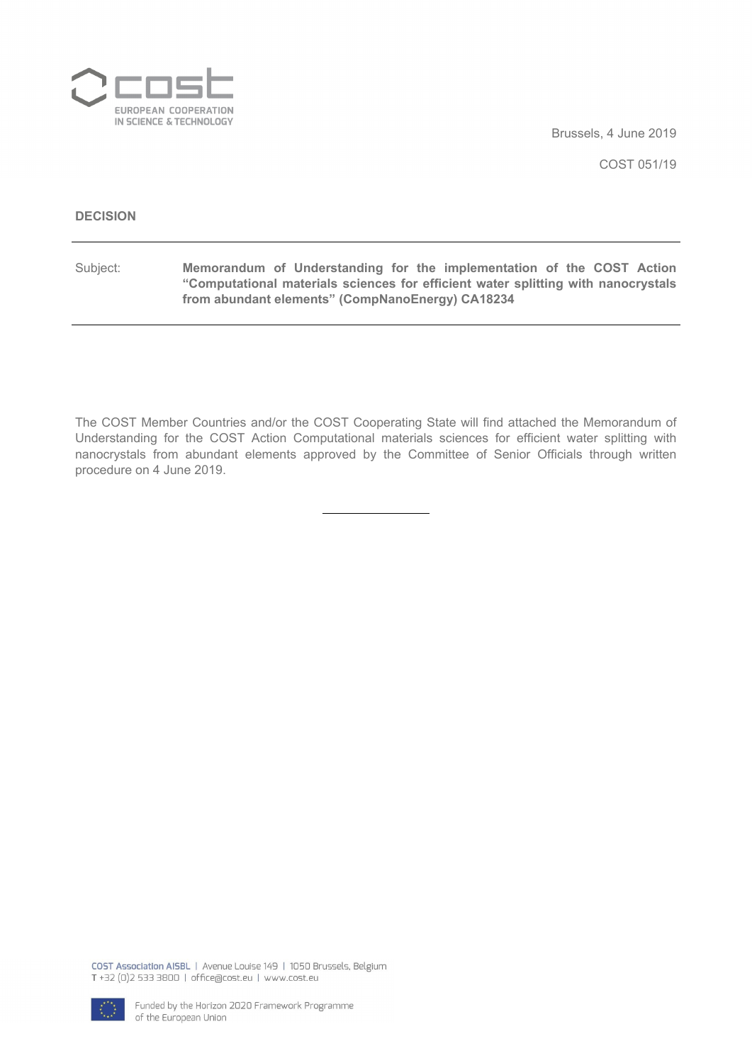Brussels, 4 June 2019

COST 051/19

**DECISION**

---

Subject: **Memorandum of Understanding for the implementation of the COST Action "Computational materials sciences for efficient water splitting with nanocrystals from abundant elements" (CompNanoEnergy) CA18234**

---

The COST Member Countries and/or the COST Cooperating State will find attached the Memorandum of Understanding for the COST Action Computational materials sciences for efficient water splitting with nanocrystals from abundant elements approved by the Committee of Senior Officials through written procedure on 4 June 2019.

---

COST Association AISBL | Avenue Louise 149 | 1050 Brussels, Belgium
T +32 (0)2 533 3800 | office@cost.eu | www.cost.eu

Funded by the Horizon 2020 Framework Programme of the European Union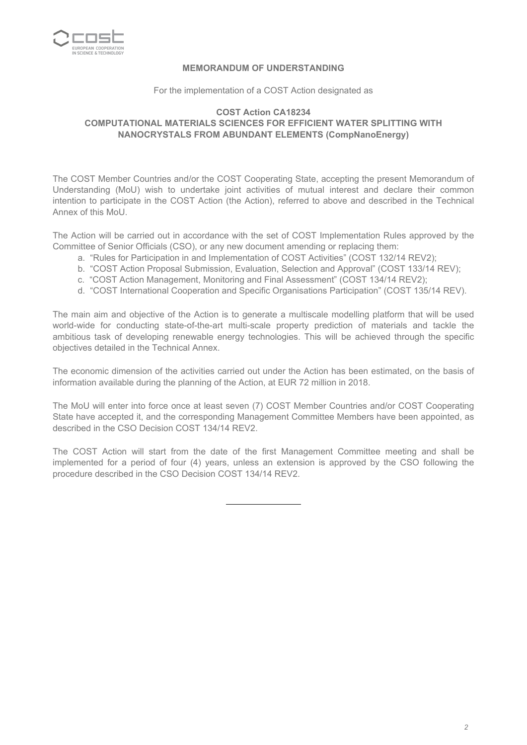**MEMORANDUM OF UNDERSTANDING**

For the implementation of a COST Action designated as

**COST Action CA18234**
**COMPUTATIONAL MATERIALS SCIENCES FOR EFFICIENT WATER SPLITTING WITH NANOCRYSTALS FROM ABUNDANT ELEMENTS (CompNanoEnergy)**

The COST Member Countries and/or the COST Cooperating State, accepting the present Memorandum of Understanding (MoU) wish to undertake joint activities of mutual interest and declare their common intention to participate in the COST Action (the Action), referred to above and described in the Technical Annex of this MoU.

The Action will be carried out in accordance with the set of COST Implementation Rules approved by the Committee of Senior Officials (CSO), or any new document amending or replacing them:

a. “Rules for Participation in and Implementation of COST Activities” (COST 132/14 REV2);
b. “COST Action Proposal Submission, Evaluation, Selection and Approval” (COST 133/14 REV);
c. “COST Action Management, Monitoring and Final Assessment” (COST 134/14 REV2);
d. “COST International Cooperation and Specific Organisations Participation” (COST 135/14 REV).

The main aim and objective of the Action is to generate a multiscale modelling platform that will be used world-wide for conducting state-of-the-art multi-scale property prediction of materials and tackle the ambitious task of developing renewable energy technologies. This will be achieved through the specific objectives detailed in the Technical Annex.

The economic dimension of the activities carried out under the Action has been estimated, on the basis of information available during the planning of the Action, at EUR 72 million in 2018.

The MoU will enter into force once at least seven (7) COST Member Countries and/or COST Cooperating State have accepted it, and the corresponding Management Committee Members have been appointed, as described in the CSO Decision COST 134/14 REV2.

The COST Action will start from the date of the first Management Committee meeting and shall be implemented for a period of four (4) years, unless an extension is approved by the CSO following the procedure described in the CSO Decision COST 134/14 REV2.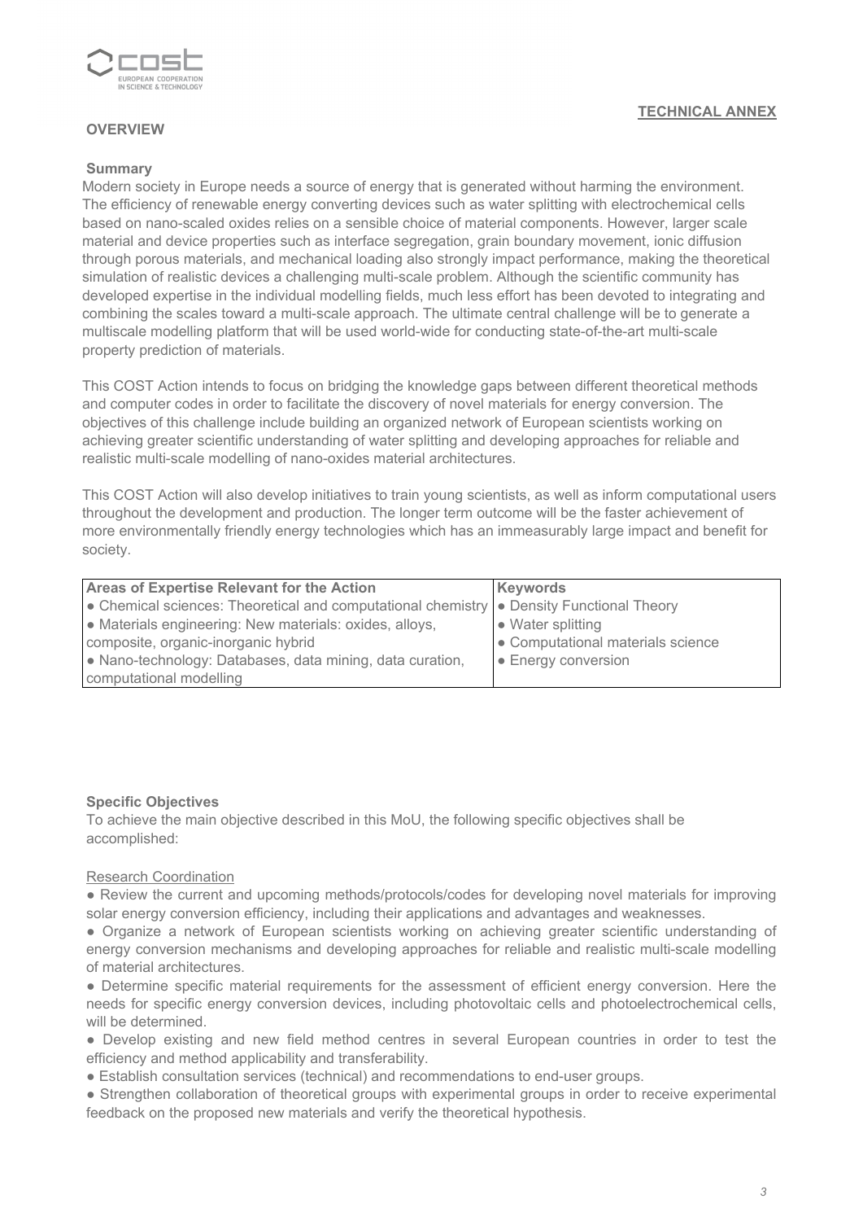**TECHNICAL ANNEX**

## OVERVIEW

### Summary

Modern society in Europe needs a source of energy that is generated without harming the environment. The efficiency of renewable energy converting devices such as water splitting with electrochemical cells based on nano-scaled oxides relies on a sensible choice of material components. However, larger scale material and device properties such as interface segregation, grain boundary movement, ionic diffusion through porous materials, and mechanical loading also strongly impact performance, making the theoretical simulation of realistic devices a challenging multi-scale problem. Although the scientific community has developed expertise in the individual modelling fields, much less effort has been devoted to integrating and combining the scales toward a multi-scale approach. The ultimate central challenge will be to generate a multiscale modelling platform that will be used world-wide for conducting state-of-the-art multi-scale property prediction of materials.

This COST Action intends to focus on bridging the knowledge gaps between different theoretical methods and computer codes in order to facilitate the discovery of novel materials for energy conversion. The objectives of this challenge include building an organized network of European scientists working on achieving greater scientific understanding of water splitting and developing approaches for reliable and realistic multi-scale modelling of nano-oxides material architectures.

This COST Action will also develop initiatives to train young scientists, as well as inform computational users throughout the development and production. The longer term outcome will be the faster achievement of more environmentally friendly energy technologies which has an immeasurably large impact and benefit for society.

| Areas of Expertise Relevant for the Action | Keywords |
|---|---|
| ● Chemical sciences: Theoretical and computational chemistry<br>● Materials engineering: New materials: oxides, alloys, composite, organic-inorganic hybrid<br>● Nano-technology: Databases, data mining, data curation, computational modelling | ● Density Functional Theory<br>● Water splitting<br>● Computational materials science<br>● Energy conversion |

### Specific Objectives

To achieve the main objective described in this MoU, the following specific objectives shall be accomplished:

Research Coordination

- Review the current and upcoming methods/protocols/codes for developing novel materials for improving solar energy conversion efficiency, including their applications and advantages and weaknesses.
- Organize a network of European scientists working on achieving greater scientific understanding of energy conversion mechanisms and developing approaches for reliable and realistic multi-scale modelling of material architectures.
- Determine specific material requirements for the assessment of efficient energy conversion. Here the needs for specific energy conversion devices, including photovoltaic cells and photoelectrochemical cells, will be determined.
- Develop existing and new field method centres in several European countries in order to test the efficiency and method applicability and transferability.
- Establish consultation services (technical) and recommendations to end-user groups.
- Strengthen collaboration of theoretical groups with experimental groups in order to receive experimental feedback on the proposed new materials and verify the theoretical hypothesis.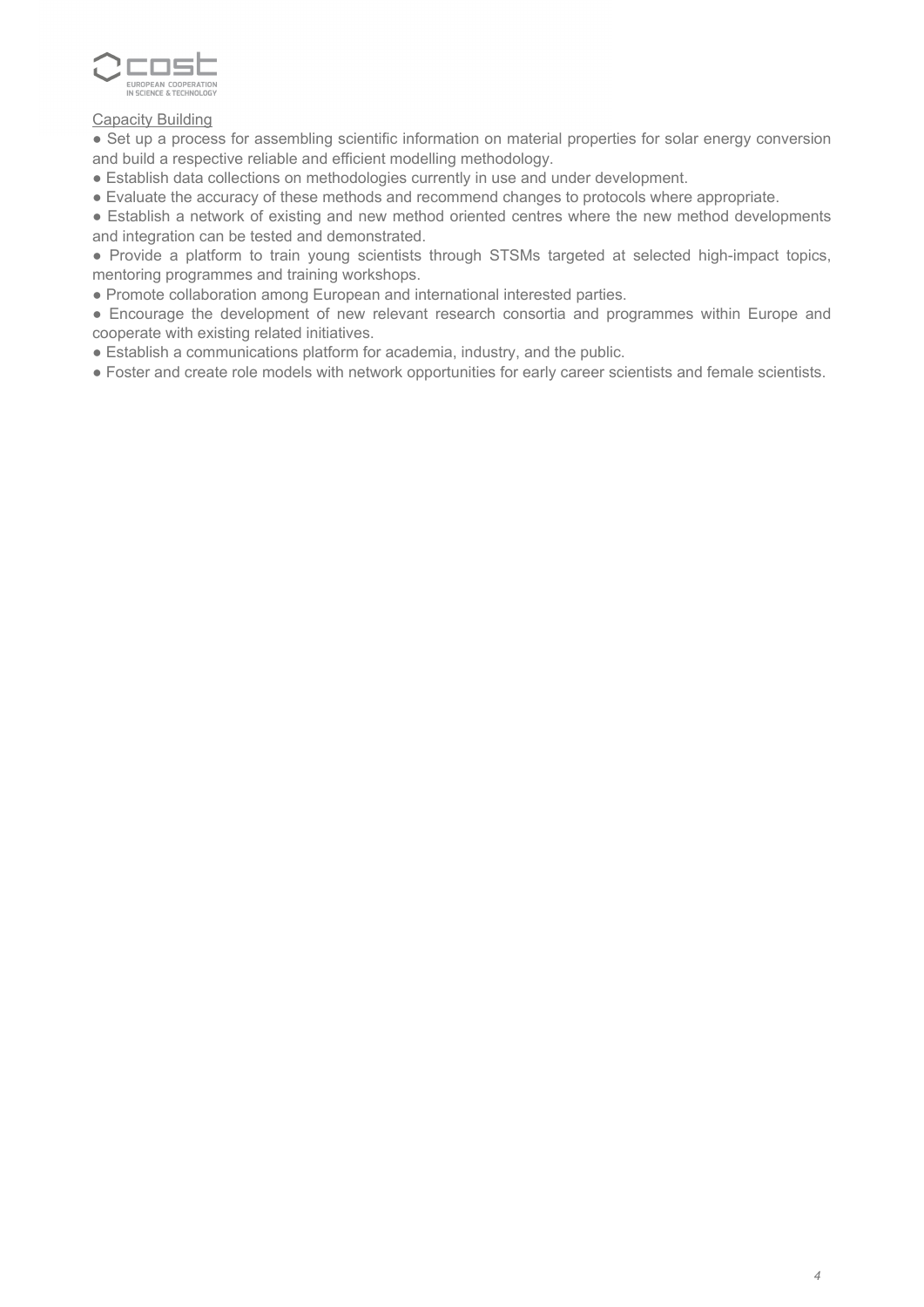Capacity Building

- Set up a process for assembling scientific information on material properties for solar energy conversion and build a respective reliable and efficient modelling methodology.
- Establish data collections on methodologies currently in use and under development.
- Evaluate the accuracy of these methods and recommend changes to protocols where appropriate.
- Establish a network of existing and new method oriented centres where the new method developments and integration can be tested and demonstrated.
- Provide a platform to train young scientists through STSMs targeted at selected high-impact topics, mentoring programmes and training workshops.
- Promote collaboration among European and international interested parties.
- Encourage the development of new relevant research consortia and programmes within Europe and cooperate with existing related initiatives.
- Establish a communications platform for academia, industry, and the public.
- Foster and create role models with network opportunities for early career scientists and female scientists.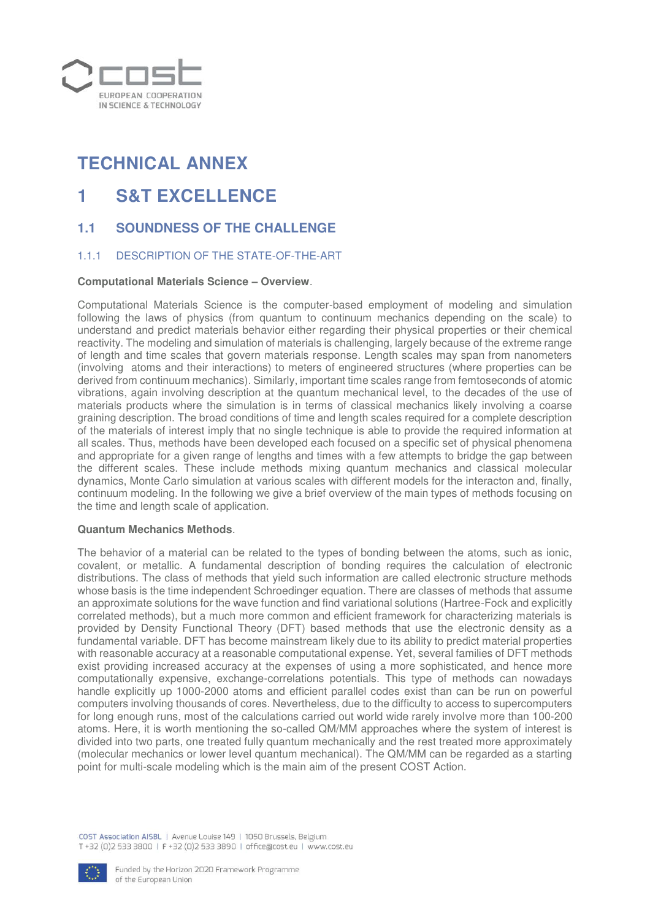# TECHNICAL ANNEX

# 1 S&T EXCELLENCE

## 1.1 SOUNDNESS OF THE CHALLENGE

### 1.1.1 DESCRIPTION OF THE STATE-OF-THE-ART

**Computational Materials Science – Overview**.

Computational Materials Science is the computer-based employment of modeling and simulation following the laws of physics (from quantum to continuum mechanics depending on the scale) to understand and predict materials behavior either regarding their physical properties or their chemical reactivity. The modeling and simulation of materials is challenging, largely because of the extreme range of length and time scales that govern materials response. Length scales may span from nanometers (involving atoms and their interactions) to meters of engineered structures (where properties can be derived from continuum mechanics). Similarly, important time scales range from femtoseconds of atomic vibrations, again involving description at the quantum mechanical level, to the decades of the use of materials products where the simulation is in terms of classical mechanics likely involving a coarse graining description. The broad conditions of time and length scales required for a complete description of the materials of interest imply that no single technique is able to provide the required information at all scales. Thus, methods have been developed each focused on a specific set of physical phenomena and appropriate for a given range of lengths and times with a few attempts to bridge the gap between the different scales. These include methods mixing quantum mechanics and classical molecular dynamics, Monte Carlo simulation at various scales with different models for the interacton and, finally, continuum modeling. In the following we give a brief overview of the main types of methods focusing on the time and length scale of application.

**Quantum Mechanics Methods**.

The behavior of a material can be related to the types of bonding between the atoms, such as ionic, covalent, or metallic. A fundamental description of bonding requires the calculation of electronic distributions. The class of methods that yield such information are called electronic structure methods whose basis is the time independent Schroedinger equation. There are classes of methods that assume an approximate solutions for the wave function and find variational solutions (Hartree-Fock and explicitly correlated methods), but a much more common and efficient framework for characterizing materials is provided by Density Functional Theory (DFT) based methods that use the electronic density as a fundamental variable. DFT has become mainstream likely due to its ability to predict material properties with reasonable accuracy at a reasonable computational expense. Yet, several families of DFT methods exist providing increased accuracy at the expenses of using a more sophisticated, and hence more computationally expensive, exchange-correlations potentials. This type of methods can nowadays handle explicitly up 1000-2000 atoms and efficient parallel codes exist than can be run on powerful computers involving thousands of cores. Nevertheless, due to the difficulty to access to supercomputers for long enough runs, most of the calculations carried out world wide rarely involve more than 100-200 atoms. Here, it is worth mentioning the so-called QM/MM approaches where the system of interest is divided into two parts, one treated fully quantum mechanically and the rest treated more approximately (molecular mechanics or lower level quantum mechanical). The QM/MM can be regarded as a starting point for multi-scale modeling which is the main aim of the present COST Action.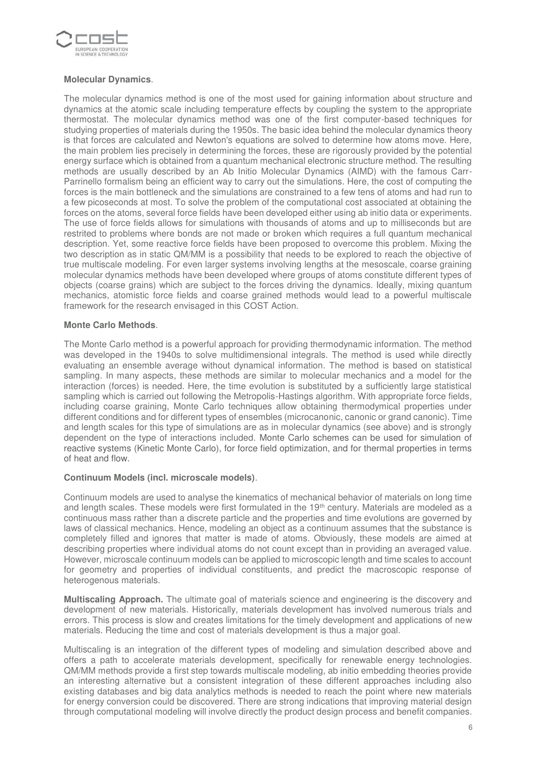**Molecular Dynamics**.

The molecular dynamics method is one of the most used for gaining information about structure and dynamics at the atomic scale including temperature effects by coupling the system to the appropriate thermostat. The molecular dynamics method was one of the first computer-based techniques for studying properties of materials during the 1950s. The basic idea behind the molecular dynamics theory is that forces are calculated and Newton's equations are solved to determine how atoms move. Here, the main problem lies precisely in determining the forces, these are rigorously provided by the potential energy surface which is obtained from a quantum mechanical electronic structure method. The resulting methods are usually described by an Ab Initio Molecular Dynamics (AIMD) with the famous Carr-Parrinello formalism being an efficient way to carry out the simulations. Here, the cost of computing the forces is the main bottleneck and the simulations are constrained to a few tens of atoms and had run to a few picoseconds at most. To solve the problem of the computational cost associated at obtaining the forces on the atoms, several force fields have been developed either using ab initio data or experiments. The use of force fields allows for simulations with thousands of atoms and up to milliseconds but are restrited to problems where bonds are not made or broken which requires a full quantum mechanical description. Yet, some reactive force fields have been proposed to overcome this problem. Mixing the two description as in static QM/MM is a possibility that needs to be explored to reach the objective of true multiscale modeling. For even larger systems involving lengths at the mesoscale, coarse graining molecular dynamics methods have been developed where groups of atoms constitute different types of objects (coarse grains) which are subject to the forces driving the dynamics. Ideally, mixing quantum mechanics, atomistic force fields and coarse grained methods would lead to a powerful multiscale framework for the research envisaged in this COST Action.

**Monte Carlo Methods**.

The Monte Carlo method is a powerful approach for providing thermodynamic information. The method was developed in the 1940s to solve multidimensional integrals. The method is used while directly evaluating an ensemble average without dynamical information. The method is based on statistical sampling. In many aspects, these methods are similar to molecular mechanics and a model for the interaction (forces) is needed. Here, the time evolution is substituted by a sufficiently large statistical sampling which is carried out following the Metropolis-Hastings algorithm. With appropriate force fields, including coarse graining, Monte Carlo techniques allow obtaining thermodymical properties under different conditions and for different types of ensembles (microcanonic, canonic or grand canonic). Time and length scales for this type of simulations are as in molecular dynamics (see above) and is strongly dependent on the type of interactions included. Monte Carlo schemes can be used for simulation of reactive systems (Kinetic Monte Carlo), for force field optimization, and for thermal properties in terms of heat and flow.

**Continuum Models (incl. microscale models)**.

Continuum models are used to analyse the kinematics of mechanical behavior of materials on long time and length scales. These models were first formulated in the 19th century. Materials are modeled as a continuous mass rather than a discrete particle and the properties and time evolutions are governed by laws of classical mechanics. Hence, modeling an object as a continuum assumes that the substance is completely filled and ignores that matter is made of atoms. Obviously, these models are aimed at describing properties where individual atoms do not count except than in providing an averaged value. However, microscale continuum models can be applied to microscopic length and time scales to account for geometry and properties of individual constituents, and predict the macroscopic response of heterogenous materials.

**Multiscaling Approach.** The ultimate goal of materials science and engineering is the discovery and development of new materials. Historically, materials development has involved numerous trials and errors. This process is slow and creates limitations for the timely development and applications of new materials. Reducing the time and cost of materials development is thus a major goal.

Multiscaling is an integration of the different types of modeling and simulation described above and offers a path to accelerate materials development, specifically for renewable energy technologies. QM/MM methods provide a first step towards multiscale modeling, ab initio embedding theories provide an interesting alternative but a consistent integration of these different approaches including also existing databases and big data analytics methods is needed to reach the point where new materials for energy conversion could be discovered. There are strong indications that improving material design through computational modeling will involve directly the product design process and benefit companies.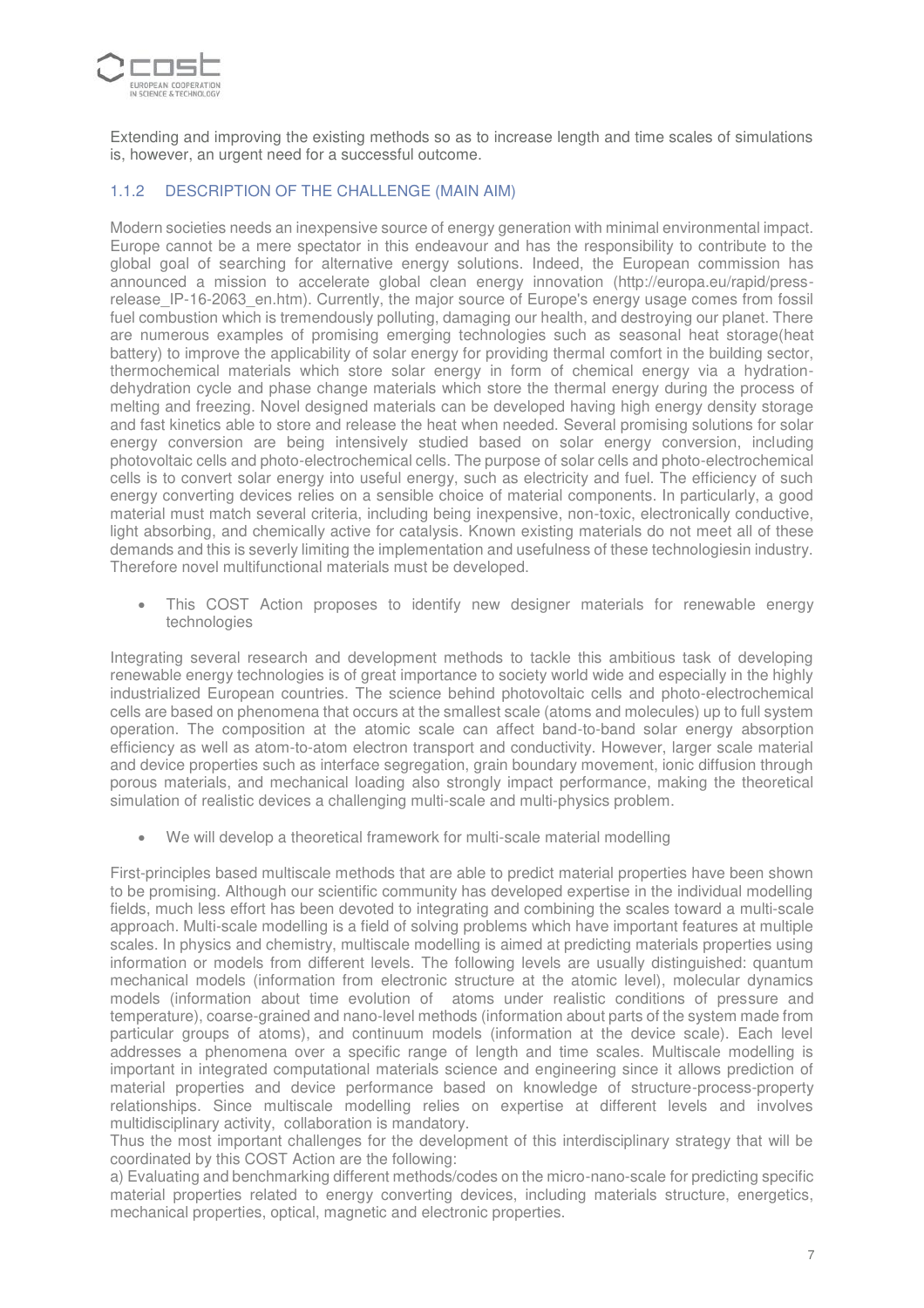Extending and improving the existing methods so as to increase length and time scales of simulations is, however, an urgent need for a successful outcome.

### 1.1.2 DESCRIPTION OF THE CHALLENGE (MAIN AIM)

Modern societies needs an inexpensive source of energy generation with minimal environmental impact. Europe cannot be a mere spectator in this endeavour and has the responsibility to contribute to the global goal of searching for alternative energy solutions. Indeed, the European commission has announced a mission to accelerate global clean energy innovation (http://europa.eu/rapid/press-release_IP-16-2063_en.htm). Currently, the major source of Europe's energy usage comes from fossil fuel combustion which is tremendously polluting, damaging our health, and destroying our planet. There are numerous examples of promising emerging technologies such as seasonal heat storage(heat battery) to improve the applicability of solar energy for providing thermal comfort in the building sector, thermochemical materials which store solar energy in form of chemical energy via a hydration-dehydration cycle and phase change materials which store the thermal energy during the process of melting and freezing. Novel designed materials can be developed having high energy density storage and fast kinetics able to store and release the heat when needed. Several promising solutions for solar energy conversion are being intensively studied based on solar energy conversion, including photovoltaic cells and photo-electrochemical cells. The purpose of solar cells and photo-electrochemical cells is to convert solar energy into useful energy, such as electricity and fuel. The efficiency of such energy converting devices relies on a sensible choice of material components. In particularly, a good material must match several criteria, including being inexpensive, non-toxic, electronically conductive, light absorbing, and chemically active for catalysis. Known existing materials do not meet all of these demands and this is severly limiting the implementation and usefulness of these technologiesin industry. Therefore novel multifunctional materials must be developed.

- This COST Action proposes to identify new designer materials for renewable energy technologies

Integrating several research and development methods to tackle this ambitious task of developing renewable energy technologies is of great importance to society world wide and especially in the highly industrialized European countries. The science behind photovoltaic cells and photo-electrochemical cells are based on phenomena that occurs at the smallest scale (atoms and molecules) up to full system operation. The composition at the atomic scale can affect band-to-band solar energy absorption efficiency as well as atom-to-atom electron transport and conductivity. However, larger scale material and device properties such as interface segregation, grain boundary movement, ionic diffusion through porous materials, and mechanical loading also strongly impact performance, making the theoretical simulation of realistic devices a challenging multi-scale and multi-physics problem.

- We will develop a theoretical framework for multi-scale material modelling

First-principles based multiscale methods that are able to predict material properties have been shown to be promising. Although our scientific community has developed expertise in the individual modelling fields, much less effort has been devoted to integrating and combining the scales toward a multi-scale approach. Multi-scale modelling is a field of solving problems which have important features at multiple scales. In physics and chemistry, multiscale modelling is aimed at predicting materials properties using information or models from different levels. The following levels are usually distinguished: quantum mechanical models (information from electronic structure at the atomic level), molecular dynamics models (information about time evolution of atoms under realistic conditions of pressure and temperature), coarse-grained and nano-level methods (information about parts of the system made from particular groups of atoms), and continuum models (information at the device scale). Each level addresses a phenomena over a specific range of length and time scales. Multiscale modelling is important in integrated computational materials science and engineering since it allows prediction of material properties and device performance based on knowledge of structure-process-property relationships. Since multiscale modelling relies on expertise at different levels and involves multidisciplinary activity, collaboration is mandatory.

Thus the most important challenges for the development of this interdisciplinary strategy that will be coordinated by this COST Action are the following:

a) Evaluating and benchmarking different methods/codes on the micro-nano-scale for predicting specific material properties related to energy converting devices, including materials structure, energetics, mechanical properties, optical, magnetic and electronic properties.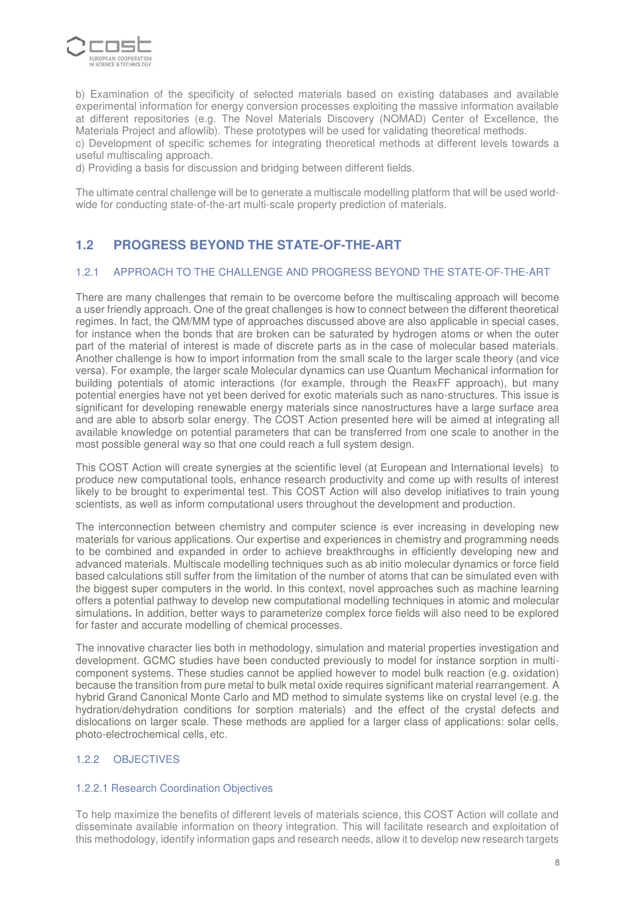b) Examination of the specificity of selected materials based on existing databases and available experimental information for energy conversion processes exploiting the massive information available at different repositories (e.g. The Novel Materials Discovery (NOMAD) Center of Excellence, the Materials Project and aflowlib). These prototypes will be used for validating theoretical methods.
c) Development of specific schemes for integrating theoretical methods at different levels towards a useful multiscaling approach.
d) Providing a basis for discussion and bridging between different fields.

The ultimate central challenge will be to generate a multiscale modelling platform that will be used world-wide for conducting state-of-the-art multi-scale property prediction of materials.

## 1.2 PROGRESS BEYOND THE STATE-OF-THE-ART

### 1.2.1 APPROACH TO THE CHALLENGE AND PROGRESS BEYOND THE STATE-OF-THE-ART

There are many challenges that remain to be overcome before the multiscaling approach will become a user friendly approach. One of the great challenges is how to connect between the different theoretical regimes. In fact, the QM/MM type of approaches discussed above are also applicable in special cases, for instance when the bonds that are broken can be saturated by hydrogen atoms or when the outer part of the material of interest is made of discrete parts as in the case of molecular based materials. Another challenge is how to import information from the small scale to the larger scale theory (and vice versa). For example, the larger scale Molecular dynamics can use Quantum Mechanical information for building potentials of atomic interactions (for example, through the ReaxFF approach), but many potential energies have not yet been derived for exotic materials such as nano-structures. This issue is significant for developing renewable energy materials since nanostructures have a large surface area and are able to absorb solar energy. The COST Action presented here will be aimed at integrating all available knowledge on potential parameters that can be transferred from one scale to another in the most possible general way so that one could reach a full system design.

This COST Action will create synergies at the scientific level (at European and International levels) to produce new computational tools, enhance research productivity and come up with results of interest likely to be brought to experimental test. This COST Action will also develop initiatives to train young scientists, as well as inform computational users throughout the development and production.

The interconnection between chemistry and computer science is ever increasing in developing new materials for various applications. Our expertise and experiences in chemistry and programming needs to be combined and expanded in order to achieve breakthroughs in efficiently developing new and advanced materials. Multiscale modelling techniques such as ab initio molecular dynamics or force field based calculations still suffer from the limitation of the number of atoms that can be simulated even with the biggest super computers in the world. In this context, novel approaches such as machine learning offers a potential pathway to develop new computational modelling techniques in atomic and molecular simulations**.** In addition, better ways to parameterize complex force fields will also need to be explored for faster and accurate modelling of chemical processes.

The innovative character lies both in methodology, simulation and material properties investigation and development. GCMC studies have been conducted previously to model for instance sorption in multi-component systems. These studies cannot be applied however to model bulk reaction (e.g. oxidation) because the transition from pure metal to bulk metal oxide requires significant material rearrangement. A hybrid Grand Canonical Monte Carlo and MD method to simulate systems like on crystal level (e.g. the hydration/dehydration conditions for sorption materials) and the effect of the crystal defects and dislocations on larger scale. These methods are applied for a larger class of applications: solar cells, photo-electrochemical cells, etc.

### 1.2.2 OBJECTIVES

#### 1.2.2.1 Research Coordination Objectives

To help maximize the benefits of different levels of materials science, this COST Action will collate and disseminate available information on theory integration. This will facilitate research and exploitation of this methodology, identify information gaps and research needs, allow it to develop new research targets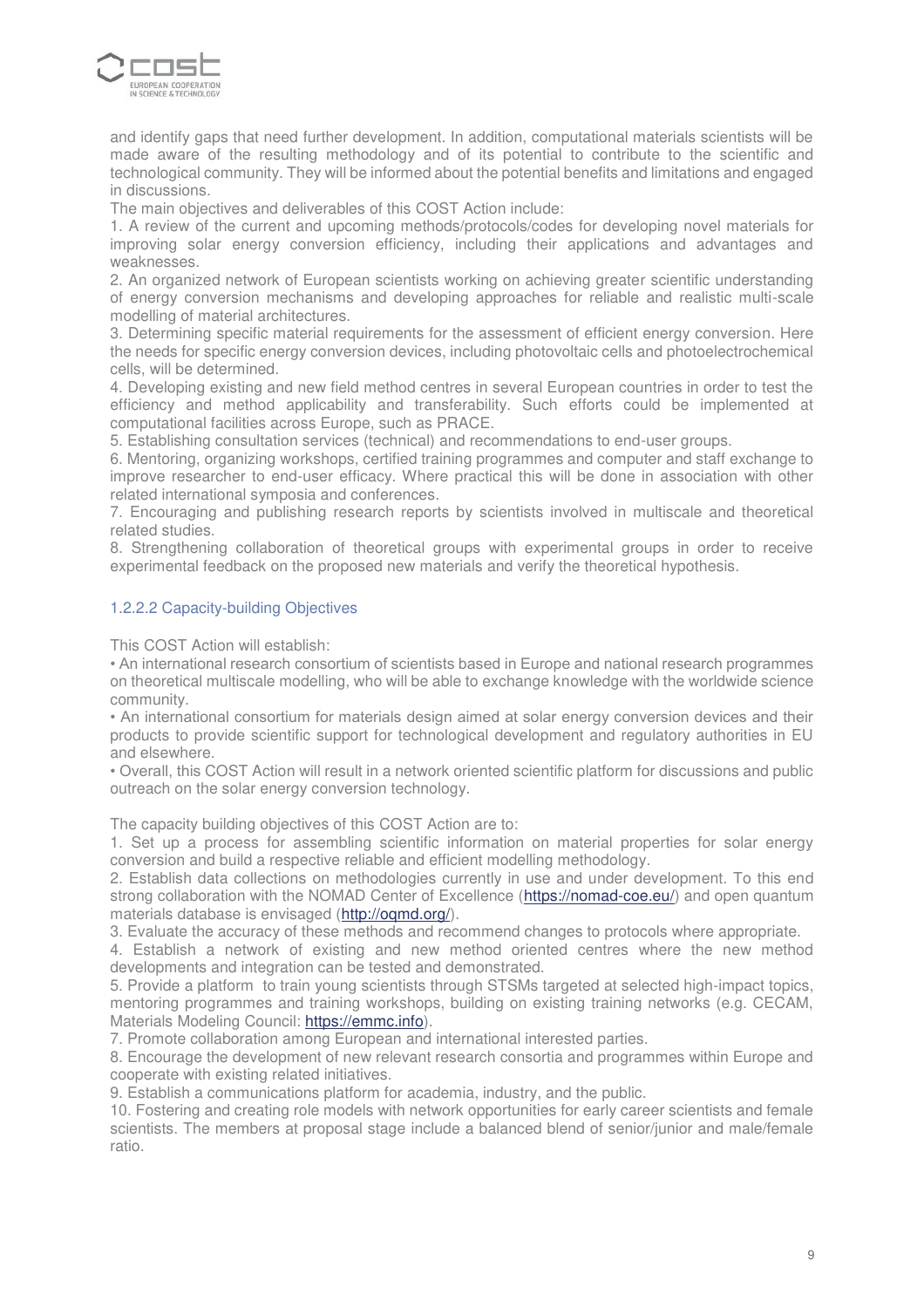and identify gaps that need further development. In addition, computational materials scientists will be made aware of the resulting methodology and of its potential to contribute to the scientific and technological community. They will be informed about the potential benefits and limitations and engaged in discussions.

The main objectives and deliverables of this COST Action include:

1. A review of the current and upcoming methods/protocols/codes for developing novel materials for improving solar energy conversion efficiency, including their applications and advantages and weaknesses.
2. An organized network of European scientists working on achieving greater scientific understanding of energy conversion mechanisms and developing approaches for reliable and realistic multi-scale modelling of material architectures.
3. Determining specific material requirements for the assessment of efficient energy conversion. Here the needs for specific energy conversion devices, including photovoltaic cells and photoelectrochemical cells, will be determined.
4. Developing existing and new field method centres in several European countries in order to test the efficiency and method applicability and transferability. Such efforts could be implemented at computational facilities across Europe, such as PRACE.
5. Establishing consultation services (technical) and recommendations to end-user groups.
6. Mentoring, organizing workshops, certified training programmes and computer and staff exchange to improve researcher to end-user efficacy. Where practical this will be done in association with other related international symposia and conferences.
7. Encouraging and publishing research reports by scientists involved in multiscale and theoretical related studies.
8. Strengthening collaboration of theoretical groups with experimental groups in order to receive experimental feedback on the proposed new materials and verify the theoretical hypothesis.

#### 1.2.2.2 Capacity-building Objectives

This COST Action will establish:

- An international research consortium of scientists based in Europe and national research programmes on theoretical multiscale modelling, who will be able to exchange knowledge with the worldwide science community.
- An international consortium for materials design aimed at solar energy conversion devices and their products to provide scientific support for technological development and regulatory authorities in EU and elsewhere.
- Overall, this COST Action will result in a network oriented scientific platform for discussions and public outreach on the solar energy conversion technology.

The capacity building objectives of this COST Action are to:

1. Set up a process for assembling scientific information on material properties for solar energy conversion and build a respective reliable and efficient modelling methodology.
2. Establish data collections on methodologies currently in use and under development. To this end strong collaboration with the NOMAD Center of Excellence (https://nomad-coe.eu/) and open quantum materials database is envisaged (http://oqmd.org/).
3. Evaluate the accuracy of these methods and recommend changes to protocols where appropriate.
4. Establish a network of existing and new method oriented centres where the new method developments and integration can be tested and demonstrated.
5. Provide a platform to train young scientists through STSMs targeted at selected high-impact topics, mentoring programmes and training workshops, building on existing training networks (e.g. CECAM, Materials Modeling Council: https://emmc.info).
7. Promote collaboration among European and international interested parties.
8. Encourage the development of new relevant research consortia and programmes within Europe and cooperate with existing related initiatives.
9. Establish a communications platform for academia, industry, and the public.
10. Fostering and creating role models with network opportunities for early career scientists and female scientists. The members at proposal stage include a balanced blend of senior/junior and male/female ratio.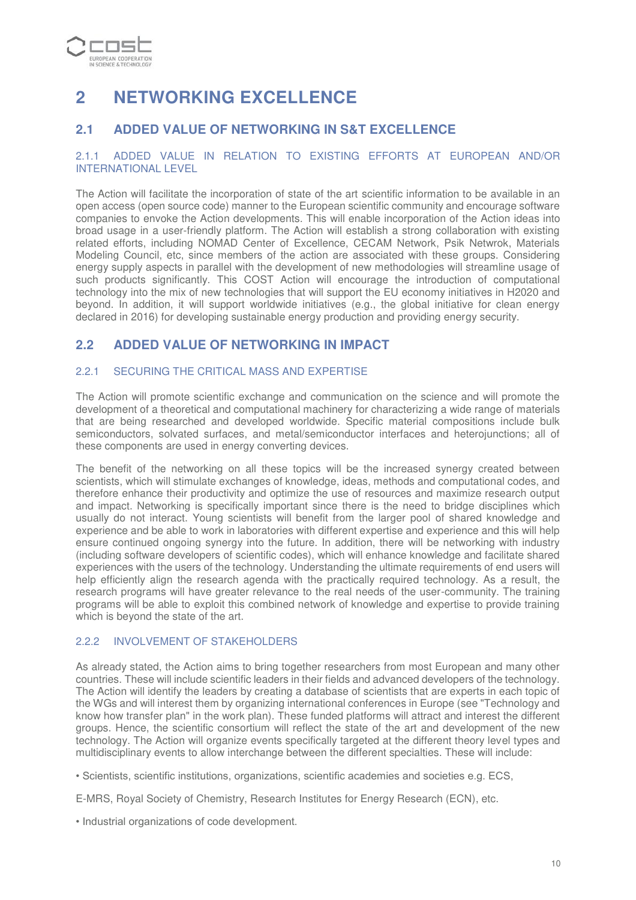# 2 NETWORKING EXCELLENCE

## 2.1 ADDED VALUE OF NETWORKING IN S&T EXCELLENCE

### 2.1.1 ADDED VALUE IN RELATION TO EXISTING EFFORTS AT EUROPEAN AND/OR INTERNATIONAL LEVEL

The Action will facilitate the incorporation of state of the art scientific information to be available in an open access (open source code) manner to the European scientific community and encourage software companies to envoke the Action developments. This will enable incorporation of the Action ideas into broad usage in a user-friendly platform. The Action will establish a strong collaboration with existing related efforts, including NOMAD Center of Excellence, CECAM Network, Psik Netwrok, Materials Modeling Council, etc, since members of the action are associated with these groups. Considering energy supply aspects in parallel with the development of new methodologies will streamline usage of such products significantly. This COST Action will encourage the introduction of computational technology into the mix of new technologies that will support the EU economy initiatives in H2020 and beyond. In addition, it will support worldwide initiatives (e.g., the global initiative for clean energy declared in 2016) for developing sustainable energy production and providing energy security.

## 2.2 ADDED VALUE OF NETWORKING IN IMPACT

### 2.2.1 SECURING THE CRITICAL MASS AND EXPERTISE

The Action will promote scientific exchange and communication on the science and will promote the development of a theoretical and computational machinery for characterizing a wide range of materials that are being researched and developed worldwide. Specific material compositions include bulk semiconductors, solvated surfaces, and metal/semiconductor interfaces and heterojunctions; all of these components are used in energy converting devices.

The benefit of the networking on all these topics will be the increased synergy created between scientists, which will stimulate exchanges of knowledge, ideas, methods and computational codes, and therefore enhance their productivity and optimize the use of resources and maximize research output and impact. Networking is specifically important since there is the need to bridge disciplines which usually do not interact. Young scientists will benefit from the larger pool of shared knowledge and experience and be able to work in laboratories with different expertise and experience and this will help ensure continued ongoing synergy into the future. In addition, there will be networking with industry (including software developers of scientific codes), which will enhance knowledge and facilitate shared experiences with the users of the technology. Understanding the ultimate requirements of end users will help efficiently align the research agenda with the practically required technology. As a result, the research programs will have greater relevance to the real needs of the user-community. The training programs will be able to exploit this combined network of knowledge and expertise to provide training which is beyond the state of the art.

### 2.2.2 INVOLVEMENT OF STAKEHOLDERS

As already stated, the Action aims to bring together researchers from most European and many other countries. These will include scientific leaders in their fields and advanced developers of the technology. The Action will identify the leaders by creating a database of scientists that are experts in each topic of the WGs and will interest them by organizing international conferences in Europe (see "Technology and know how transfer plan" in the work plan). These funded platforms will attract and interest the different groups. Hence, the scientific consortium will reflect the state of the art and development of the new technology. The Action will organize events specifically targeted at the different theory level types and multidisciplinary events to allow interchange between the different specialties. These will include:

• Scientists, scientific institutions, organizations, scientific academies and societies e.g. ECS,

E-MRS, Royal Society of Chemistry, Research Institutes for Energy Research (ECN), etc.

• Industrial organizations of code development.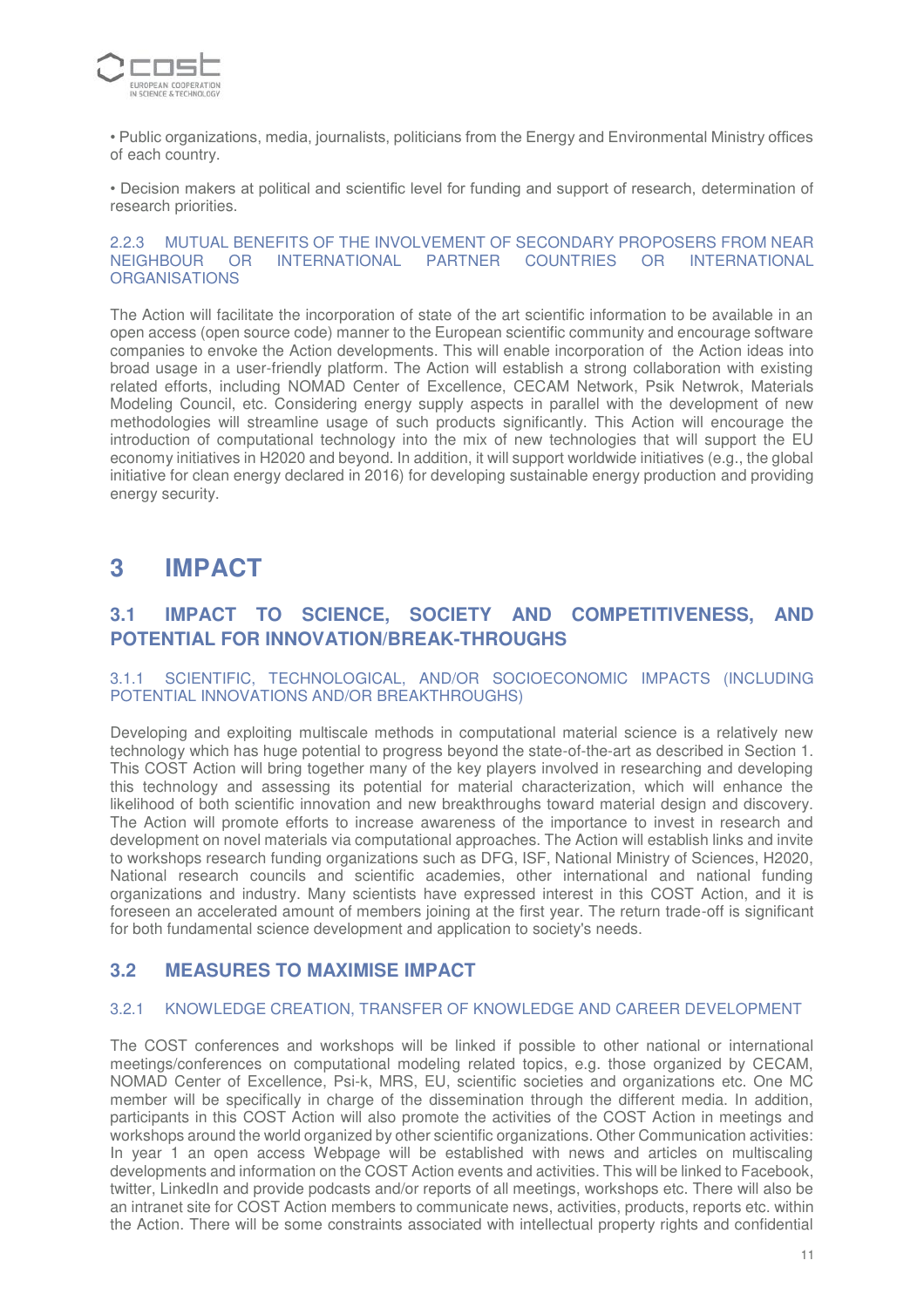• Public organizations, media, journalists, politicians from the Energy and Environmental Ministry offices of each country.

• Decision makers at political and scientific level for funding and support of research, determination of research priorities.

#### 2.2.3 MUTUAL BENEFITS OF THE INVOLVEMENT OF SECONDARY PROPOSERS FROM NEAR NEIGHBOUR OR INTERNATIONAL PARTNER COUNTRIES OR INTERNATIONAL ORGANISATIONS

The Action will facilitate the incorporation of state of the art scientific information to be available in an open access (open source code) manner to the European scientific community and encourage software companies to envoke the Action developments. This will enable incorporation of the Action ideas into broad usage in a user-friendly platform. The Action will establish a strong collaboration with existing related efforts, including NOMAD Center of Excellence, CECAM Network, Psik Netwrok, Materials Modeling Council, etc. Considering energy supply aspects in parallel with the development of new methodologies will streamline usage of such products significantly. This Action will encourage the introduction of computational technology into the mix of new technologies that will support the EU economy initiatives in H2020 and beyond. In addition, it will support worldwide initiatives (e.g., the global initiative for clean energy declared in 2016) for developing sustainable energy production and providing energy security.

# 3 IMPACT

## 3.1 IMPACT TO SCIENCE, SOCIETY AND COMPETITIVENESS, AND POTENTIAL FOR INNOVATION/BREAK-THROUGHS

#### 3.1.1 SCIENTIFIC, TECHNOLOGICAL, AND/OR SOCIOECONOMIC IMPACTS (INCLUDING POTENTIAL INNOVATIONS AND/OR BREAKTHROUGHS)

Developing and exploiting multiscale methods in computational material science is a relatively new technology which has huge potential to progress beyond the state-of-the-art as described in Section 1. This COST Action will bring together many of the key players involved in researching and developing this technology and assessing its potential for material characterization, which will enhance the likelihood of both scientific innovation and new breakthroughs toward material design and discovery. The Action will promote efforts to increase awareness of the importance to invest in research and development on novel materials via computational approaches. The Action will establish links and invite to workshops research funding organizations such as DFG, ISF, National Ministry of Sciences, H2020, National research councils and scientific academies, other international and national funding organizations and industry. Many scientists have expressed interest in this COST Action, and it is foreseen an accelerated amount of members joining at the first year. The return trade-off is significant for both fundamental science development and application to society's needs.

## 3.2 MEASURES TO MAXIMISE IMPACT

#### 3.2.1 KNOWLEDGE CREATION, TRANSFER OF KNOWLEDGE AND CAREER DEVELOPMENT

The COST conferences and workshops will be linked if possible to other national or international meetings/conferences on computational modeling related topics, e.g. those organized by CECAM, NOMAD Center of Excellence, Psi-k, MRS, EU, scientific societies and organizations etc. One MC member will be specifically in charge of the dissemination through the different media. In addition, participants in this COST Action will also promote the activities of the COST Action in meetings and workshops around the world organized by other scientific organizations. Other Communication activities: In year 1 an open access Webpage will be established with news and articles on multiscaling developments and information on the COST Action events and activities. This will be linked to Facebook, twitter, LinkedIn and provide podcasts and/or reports of all meetings, workshops etc. There will also be an intranet site for COST Action members to communicate news, activities, products, reports etc. within the Action. There will be some constraints associated with intellectual property rights and confidential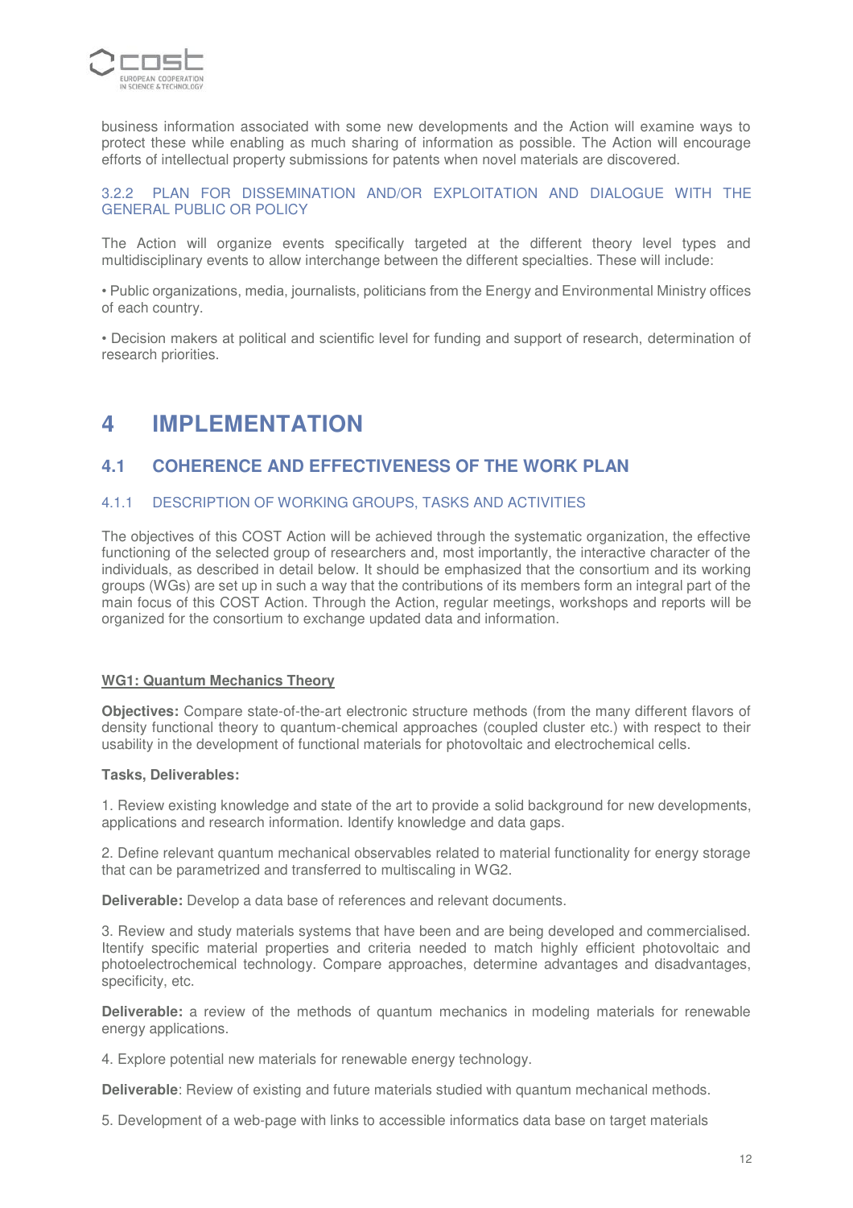business information associated with some new developments and the Action will examine ways to protect these while enabling as much sharing of information as possible. The Action will encourage efforts of intellectual property submissions for patents when novel materials are discovered.

### 3.2.2 PLAN FOR DISSEMINATION AND/OR EXPLOITATION AND DIALOGUE WITH THE GENERAL PUBLIC OR POLICY

The Action will organize events specifically targeted at the different theory level types and multidisciplinary events to allow interchange between the different specialties. These will include:

• Public organizations, media, journalists, politicians from the Energy and Environmental Ministry offices of each country.

• Decision makers at political and scientific level for funding and support of research, determination of research priorities.

# 4 IMPLEMENTATION

## 4.1 COHERENCE AND EFFECTIVENESS OF THE WORK PLAN

### 4.1.1 DESCRIPTION OF WORKING GROUPS, TASKS AND ACTIVITIES

The objectives of this COST Action will be achieved through the systematic organization, the effective functioning of the selected group of researchers and, most importantly, the interactive character of the individuals, as described in detail below. It should be emphasized that the consortium and its working groups (WGs) are set up in such a way that the contributions of its members form an integral part of the main focus of this COST Action. Through the Action, regular meetings, workshops and reports will be organized for the consortium to exchange updated data and information.

**WG1: Quantum Mechanics Theory**

**Objectives:** Compare state-of-the-art electronic structure methods (from the many different flavors of density functional theory to quantum-chemical approaches (coupled cluster etc.) with respect to their usability in the development of functional materials for photovoltaic and electrochemical cells.

**Tasks, Deliverables:**

1. Review existing knowledge and state of the art to provide a solid background for new developments, applications and research information. Identify knowledge and data gaps.

2. Define relevant quantum mechanical observables related to material functionality for energy storage that can be parametrized and transferred to multiscaling in WG2.

**Deliverable:** Develop a data base of references and relevant documents.

3. Review and study materials systems that have been and are being developed and commercialised. Itentify specific material properties and criteria needed to match highly efficient photovoltaic and photoelectrochemical technology. Compare approaches, determine advantages and disadvantages, specificity, etc.

**Deliverable:** a review of the methods of quantum mechanics in modeling materials for renewable energy applications.

4. Explore potential new materials for renewable energy technology.

**Deliverable**: Review of existing and future materials studied with quantum mechanical methods.

5. Development of a web-page with links to accessible informatics data base on target materials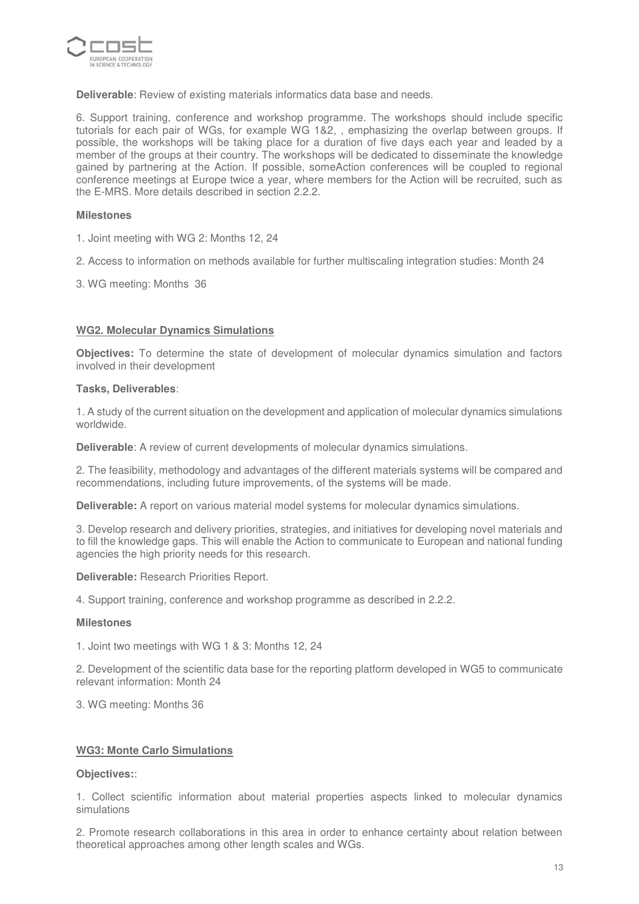**Deliverable**: Review of existing materials informatics data base and needs.

6. Support training, conference and workshop programme. The workshops should include specific tutorials for each pair of WGs, for example WG 1&2, , emphasizing the overlap between groups. If possible, the workshops will be taking place for a duration of five days each year and leaded by a member of the groups at their country. The workshops will be dedicated to disseminate the knowledge gained by partnering at the Action. If possible, someAction conferences will be coupled to regional conference meetings at Europe twice a year, where members for the Action will be recruited, such as the E-MRS. More details described in section 2.2.2.

**Milestones**

1. Joint meeting with WG 2: Months 12, 24

2. Access to information on methods available for further multiscaling integration studies: Month 24

3. WG meeting: Months 36

**WG2. Molecular Dynamics Simulations**

**Objectives:** To determine the state of development of molecular dynamics simulation and factors involved in their development

**Tasks, Deliverables**:

1. A study of the current situation on the development and application of molecular dynamics simulations worldwide.

**Deliverable**: A review of current developments of molecular dynamics simulations.

2. The feasibility, methodology and advantages of the different materials systems will be compared and recommendations, including future improvements, of the systems will be made.

**Deliverable:** A report on various material model systems for molecular dynamics simulations.

3. Develop research and delivery priorities, strategies, and initiatives for developing novel materials and to fill the knowledge gaps. This will enable the Action to communicate to European and national funding agencies the high priority needs for this research.

**Deliverable:** Research Priorities Report.

4. Support training, conference and workshop programme as described in 2.2.2.

**Milestones**

1. Joint two meetings with WG 1 & 3: Months 12, 24

2. Development of the scientific data base for the reporting platform developed in WG5 to communicate relevant information: Month 24

3. WG meeting: Months 36

**WG3: Monte Carlo Simulations**

**Objectives:**:

1. Collect scientific information about material properties aspects linked to molecular dynamics simulations

2. Promote research collaborations in this area in order to enhance certainty about relation between theoretical approaches among other length scales and WGs.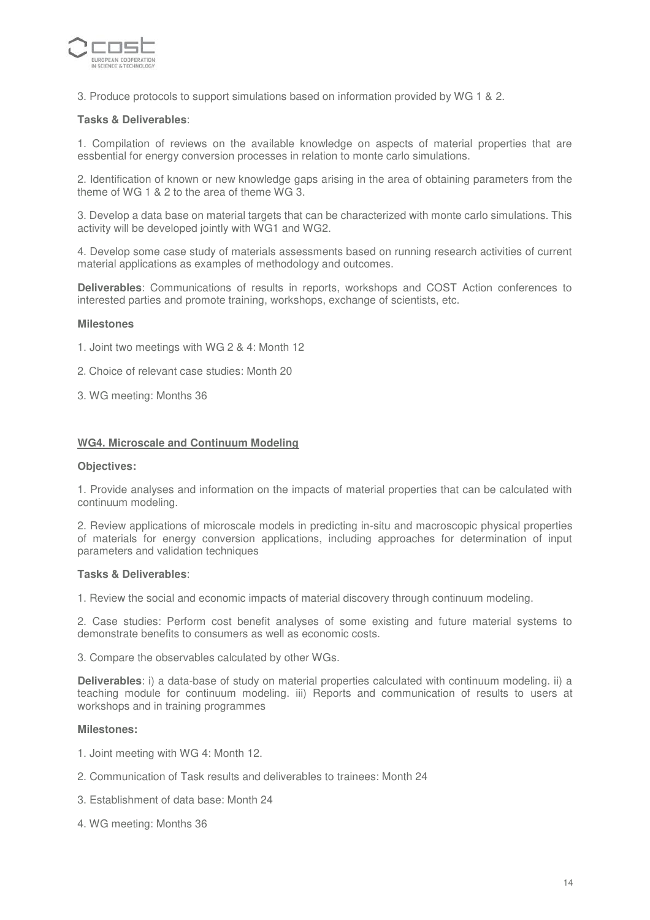3. Produce protocols to support simulations based on information provided by WG 1 & 2.

**Tasks & Deliverables**:

1. Compilation of reviews on the available knowledge on aspects of material properties that are essbential for energy conversion processes in relation to monte carlo simulations.

2. Identification of known or new knowledge gaps arising in the area of obtaining parameters from the theme of WG 1 & 2 to the area of theme WG 3.

3. Develop a data base on material targets that can be characterized with monte carlo simulations. This activity will be developed jointly with WG1 and WG2.

4. Develop some case study of materials assessments based on running research activities of current material applications as examples of methodology and outcomes.

**Deliverables**: Communications of results in reports, workshops and COST Action conferences to interested parties and promote training, workshops, exchange of scientists, etc.

**Milestones**

1. Joint two meetings with WG 2 & 4: Month 12

2. Choice of relevant case studies: Month 20

3. WG meeting: Months 36

**WG4. Microscale and Continuum Modeling**

**Objectives:**

1. Provide analyses and information on the impacts of material properties that can be calculated with continuum modeling.

2. Review applications of microscale models in predicting in-situ and macroscopic physical properties of materials for energy conversion applications, including approaches for determination of input parameters and validation techniques

**Tasks & Deliverables**:

1. Review the social and economic impacts of material discovery through continuum modeling.

2. Case studies: Perform cost benefit analyses of some existing and future material systems to demonstrate benefits to consumers as well as economic costs.

3. Compare the observables calculated by other WGs.

**Deliverables**: i) a data-base of study on material properties calculated with continuum modeling. ii) a teaching module for continuum modeling. iii) Reports and communication of results to users at workshops and in training programmes

**Milestones:**

1. Joint meeting with WG 4: Month 12.

2. Communication of Task results and deliverables to trainees: Month 24

3. Establishment of data base: Month 24

4. WG meeting: Months 36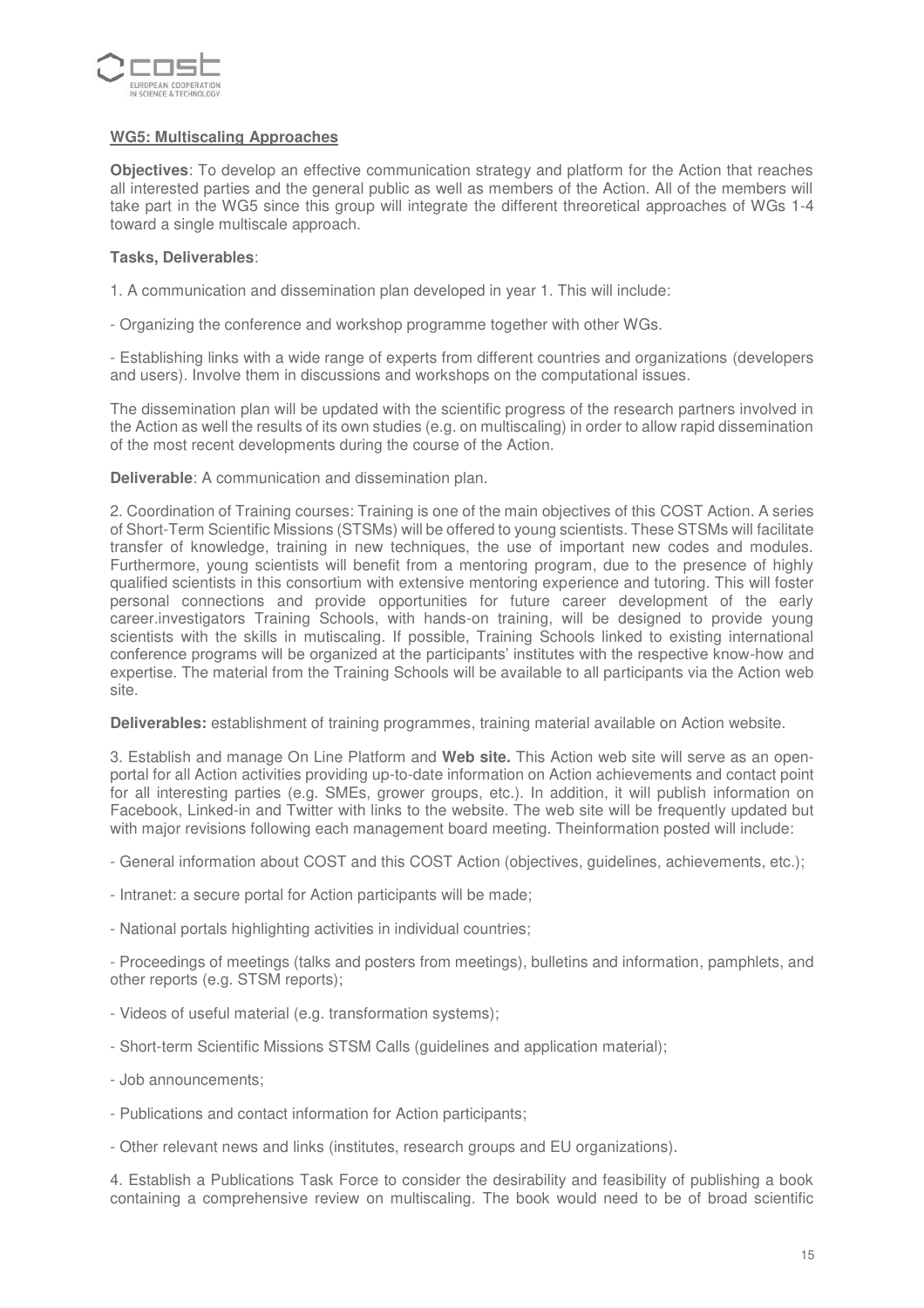**WG5: Multiscaling Approaches**

**Objectives**: To develop an effective communication strategy and platform for the Action that reaches all interested parties and the general public as well as members of the Action. All of the members will take part in the WG5 since this group will integrate the different threoretical approaches of WGs 1-4 toward a single multiscale approach.

**Tasks, Deliverables**:

1. A communication and dissemination plan developed in year 1. This will include:

- Organizing the conference and workshop programme together with other WGs.

- Establishing links with a wide range of experts from different countries and organizations (developers and users). Involve them in discussions and workshops on the computational issues.

The dissemination plan will be updated with the scientific progress of the research partners involved in the Action as well the results of its own studies (e.g. on multiscaling) in order to allow rapid dissemination of the most recent developments during the course of the Action.

**Deliverable**: A communication and dissemination plan.

2. Coordination of Training courses: Training is one of the main objectives of this COST Action. A series of Short-Term Scientific Missions (STSMs) will be offered to young scientists. These STSMs will facilitate transfer of knowledge, training in new techniques, the use of important new codes and modules. Furthermore, young scientists will benefit from a mentoring program, due to the presence of highly qualified scientists in this consortium with extensive mentoring experience and tutoring. This will foster personal connections and provide opportunities for future career development of the early career.investigators Training Schools, with hands-on training, will be designed to provide young scientists with the skills in mutiscaling. If possible, Training Schools linked to existing international conference programs will be organized at the participants' institutes with the respective know-how and expertise. The material from the Training Schools will be available to all participants via the Action web site.

**Deliverables:** establishment of training programmes, training material available on Action website.

3. Establish and manage On Line Platform and **Web site.** This Action web site will serve as an open-portal for all Action activities providing up-to-date information on Action achievements and contact point for all interesting parties (e.g. SMEs, grower groups, etc.). In addition, it will publish information on Facebook, Linked-in and Twitter with links to the website. The web site will be frequently updated but with major revisions following each management board meeting. Theinformation posted will include:

- General information about COST and this COST Action (objectives, guidelines, achievements, etc.);

- Intranet: a secure portal for Action participants will be made;

- National portals highlighting activities in individual countries;

- Proceedings of meetings (talks and posters from meetings), bulletins and information, pamphlets, and other reports (e.g. STSM reports);

- Videos of useful material (e.g. transformation systems);

- Short-term Scientific Missions STSM Calls (guidelines and application material);

- Job announcements;

- Publications and contact information for Action participants;

- Other relevant news and links (institutes, research groups and EU organizations).

4. Establish a Publications Task Force to consider the desirability and feasibility of publishing a book containing a comprehensive review on multiscaling. The book would need to be of broad scientific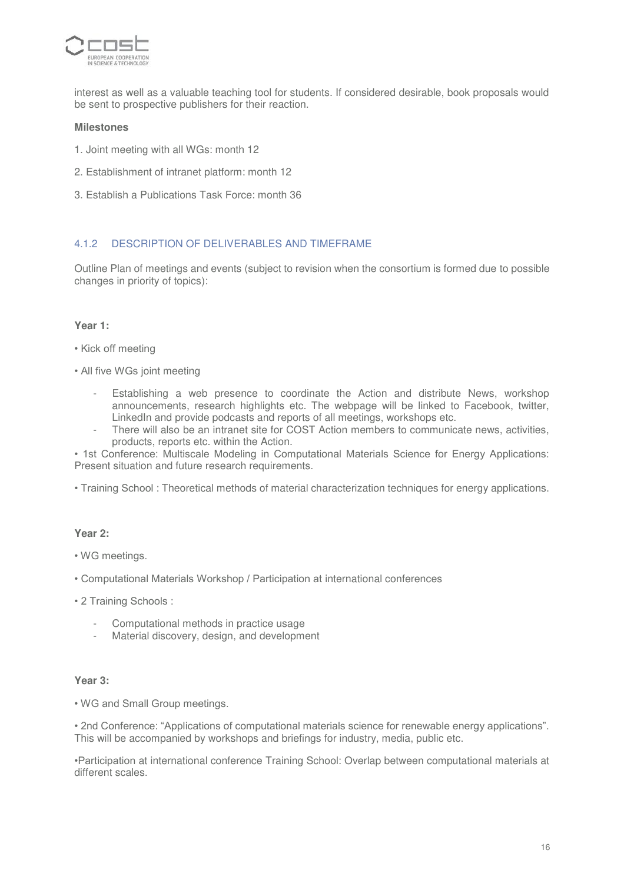interest as well as a valuable teaching tool for students. If considered desirable, book proposals would be sent to prospective publishers for their reaction.

**Milestones**

1. Joint meeting with all WGs: month 12

2. Establishment of intranet platform: month 12

3. Establish a Publications Task Force: month 36

### 4.1.2 DESCRIPTION OF DELIVERABLES AND TIMEFRAME

Outline Plan of meetings and events (subject to revision when the consortium is formed due to possible changes in priority of topics):

**Year 1:**

• Kick off meeting

• All five WGs joint meeting

- Establishing a web presence to coordinate the Action and distribute News, workshop announcements, research highlights etc. The webpage will be linked to Facebook, twitter, LinkedIn and provide podcasts and reports of all meetings, workshops etc.
- There will also be an intranet site for COST Action members to communicate news, activities, products, reports etc. within the Action.

• 1st Conference: Multiscale Modeling in Computational Materials Science for Energy Applications: Present situation and future research requirements.

• Training School : Theoretical methods of material characterization techniques for energy applications.

**Year 2:**

• WG meetings.

• Computational Materials Workshop / Participation at international conferences

• 2 Training Schools :

- Computational methods in practice usage
- Material discovery, design, and development

**Year 3:**

• WG and Small Group meetings.

• 2nd Conference: "Applications of computational materials science for renewable energy applications". This will be accompanied by workshops and briefings for industry, media, public etc.

•Participation at international conference Training School: Overlap between computational materials at different scales.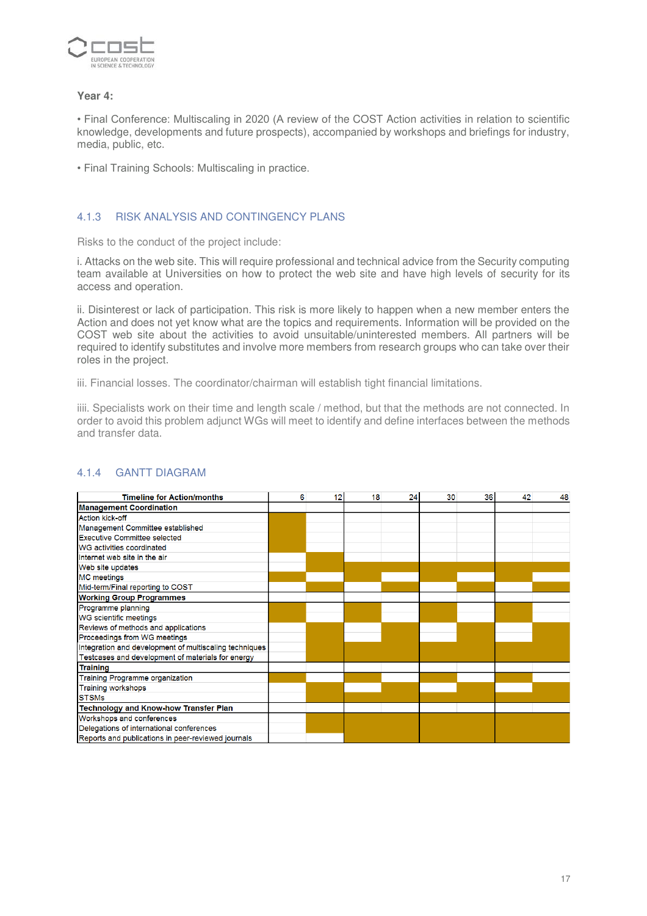**Year 4:**

• Final Conference: Multiscaling in 2020 (A review of the COST Action activities in relation to scientific knowledge, developments and future prospects), accompanied by workshops and briefings for industry, media, public, etc.

• Final Training Schools: Multiscaling in practice.

### 4.1.3 RISK ANALYSIS AND CONTINGENCY PLANS

Risks to the conduct of the project include:

i. Attacks on the web site. This will require professional and technical advice from the Security computing team available at Universities on how to protect the web site and have high levels of security for its access and operation.

ii. Disinterest or lack of participation. This risk is more likely to happen when a new member enters the Action and does not yet know what are the topics and requirements. Information will be provided on the COST web site about the activities to avoid unsuitable/uninterested members. All partners will be required to identify substitutes and involve more members from research groups who can take over their roles in the project.

iii. Financial losses. The coordinator/chairman will establish tight financial limitations.

iiii. Specialists work on their time and length scale / method, but that the methods are not connected. In order to avoid this problem adjunct WGs will meet to identify and define interfaces between the methods and transfer data.

### 4.1.4 GANTT DIAGRAM

Timeline for Action/months

6 12 18 24 30 36 42 48

**Management Coordination**

Action kick-off
Management Committee established
Executive Committee selected
WG activities coordinated
Internet web site in the air
Web site updates
MC meetings
Mid-term/Final reporting to COST

**Working Group Programmes**

Programme planning
WG scientific meetings
Reviews of methods and applications
Proceedings from WG meetings
Integration and development of multiscaling techniques
Testcases and development of materials for energy

**Training**

Training Programme organization
Training workshops
STSMs

**Technology and Know-how Transfer Plan**

Workshops and conferences
Delegations of international conferences
Reports and publications in peer-reviewed journals